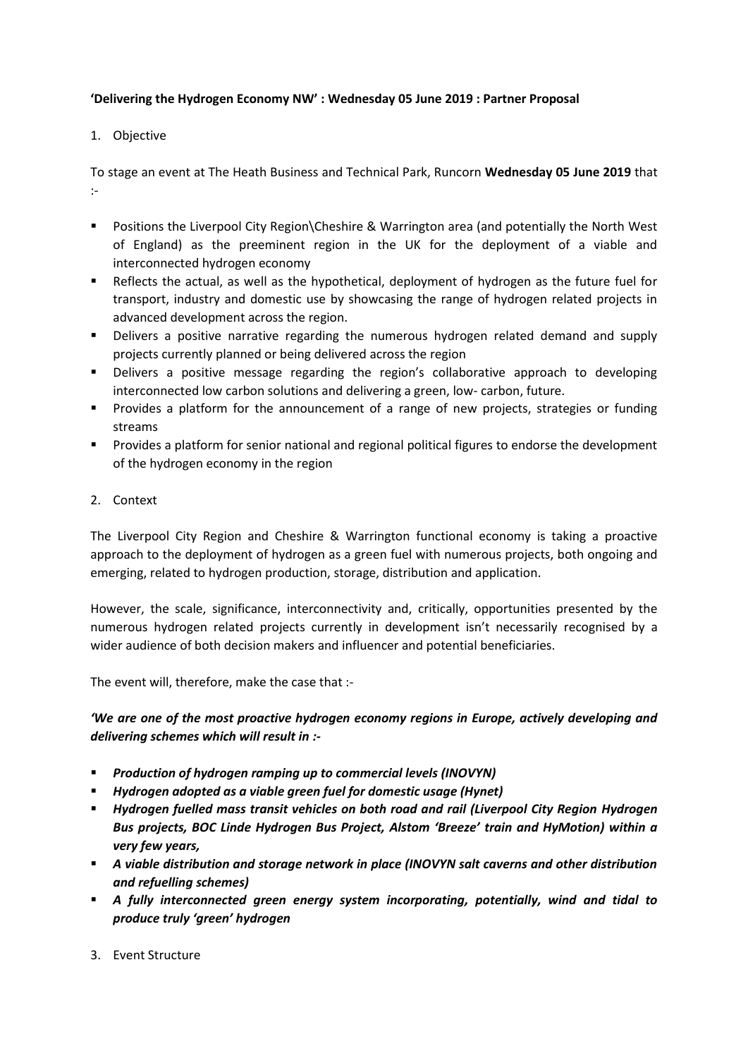**'Delivering the Hydrogen Economy NW' : Wednesday 05 June 2019 : Partner Proposal**

1. Objective

To stage an event at The Heath Business and Technical Park, Runcorn **Wednesday 05 June 2019** that :-

- Positions the Liverpool City Region\Cheshire & Warrington area (and potentially the North West of England) as the preeminent region in the UK for the deployment of a viable and interconnected hydrogen economy
- Reflects the actual, as well as the hypothetical, deployment of hydrogen as the future fuel for transport, industry and domestic use by showcasing the range of hydrogen related projects in advanced development across the region.
- Delivers a positive narrative regarding the numerous hydrogen related demand and supply projects currently planned or being delivered across the region
- Delivers a positive message regarding the region's collaborative approach to developing interconnected low carbon solutions and delivering a green, low- carbon, future.
- Provides a platform for the announcement of a range of new projects, strategies or funding streams
- Provides a platform for senior national and regional political figures to endorse the development of the hydrogen economy in the region

2. Context

The Liverpool City Region and Cheshire & Warrington functional economy is taking a proactive approach to the deployment of hydrogen as a green fuel with numerous projects, both ongoing and emerging, related to hydrogen production, storage, distribution and application.

However, the scale, significance, interconnectivity and, critically, opportunities presented by the numerous hydrogen related projects currently in development isn't necessarily recognised by a wider audience of both decision makers and influencer and potential beneficiaries.

The event will, therefore, make the case that :-

***'We are one of the most proactive hydrogen economy regions in Europe, actively developing and delivering schemes which will result in :-***

- ***Production of hydrogen ramping up to commercial levels (INOVYN)***
- ***Hydrogen adopted as a viable green fuel for domestic usage (Hynet)***
- ***Hydrogen fuelled mass transit vehicles on both road and rail (Liverpool City Region Hydrogen Bus projects, BOC Linde Hydrogen Bus Project, Alstom 'Breeze' train and HyMotion) within a very few years,***
- ***A viable distribution and storage network in place (INOVYN salt caverns and other distribution and refuelling schemes)***
- ***A fully interconnected green energy system incorporating, potentially, wind and tidal to produce truly 'green' hydrogen***

3. Event Structure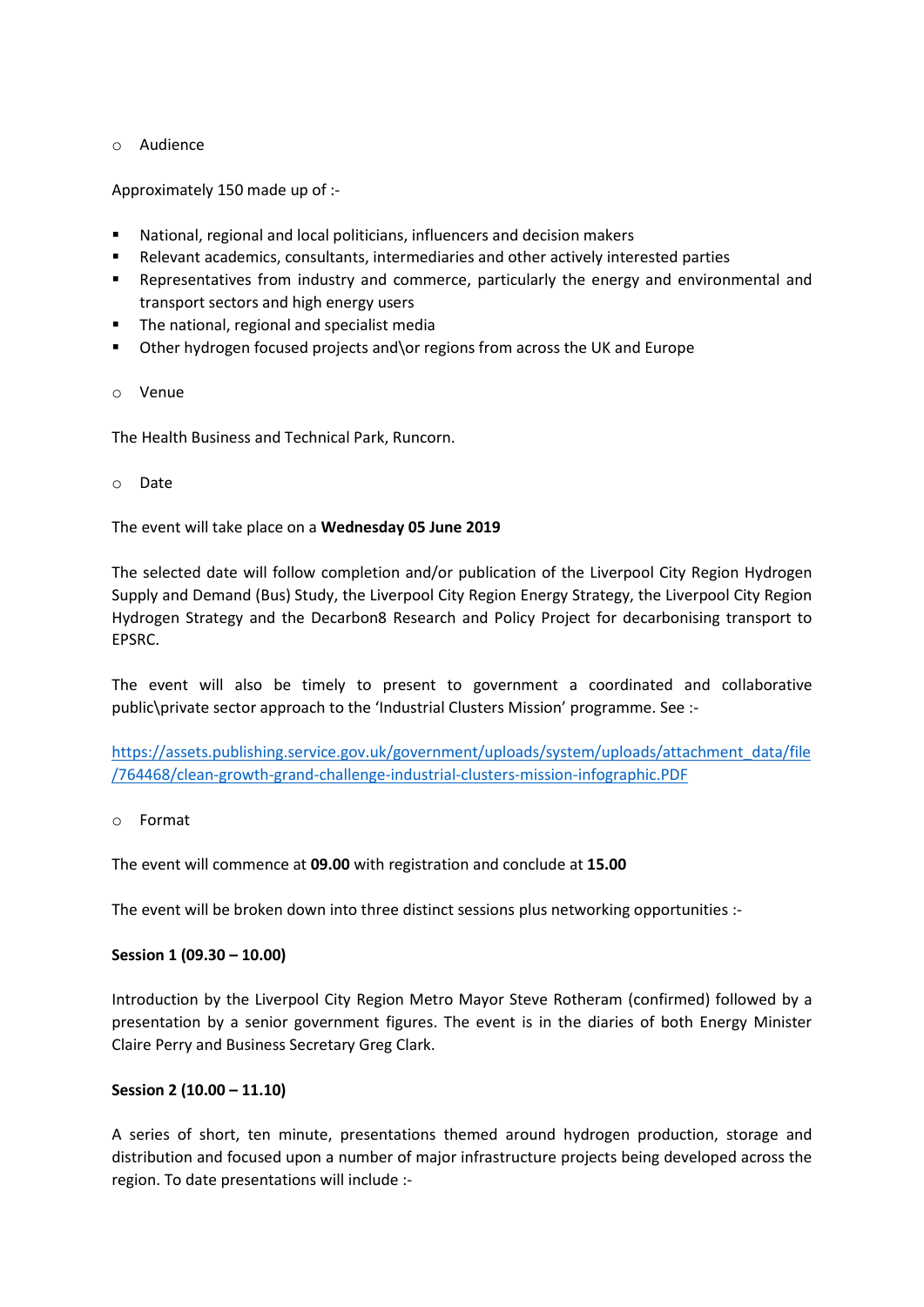- Audience

Approximately 150 made up of :-

- National, regional and local politicians, influencers and decision makers
- Relevant academics, consultants, intermediaries and other actively interested parties
- Representatives from industry and commerce, particularly the energy and environmental and transport sectors and high energy users
- The national, regional and specialist media
- Other hydrogen focused projects and\or regions from across the UK and Europe

- Venue

The Health Business and Technical Park, Runcorn.

- Date

The event will take place on a **Wednesday 05 June 2019**

The selected date will follow completion and/or publication of the Liverpool City Region Hydrogen Supply and Demand (Bus) Study, the Liverpool City Region Energy Strategy, the Liverpool City Region Hydrogen Strategy and the Decarbon8 Research and Policy Project for decarbonising transport to EPSRC.

The event will also be timely to present to government a coordinated and collaborative public\private sector approach to the 'Industrial Clusters Mission' programme. See :-

[https://assets.publishing.service.gov.uk/government/uploads/system/uploads/attachment_data/file/764468/clean-growth-grand-challenge-industrial-clusters-mission-infographic.PDF](https://assets.publishing.service.gov.uk/government/uploads/system/uploads/attachment_data/file/764468/clean-growth-grand-challenge-industrial-clusters-mission-infographic.PDF)

- Format

The event will commence at **09.00** with registration and conclude at **15.00**

The event will be broken down into three distinct sessions plus networking opportunities :-

**Session 1 (09.30 – 10.00)**

Introduction by the Liverpool City Region Metro Mayor Steve Rotheram (confirmed) followed by a presentation by a senior government figures. The event is in the diaries of both Energy Minister Claire Perry and Business Secretary Greg Clark.

**Session 2 (10.00 – 11.10)**

A series of short, ten minute, presentations themed around hydrogen production, storage and distribution and focused upon a number of major infrastructure projects being developed across the region. To date presentations will include :-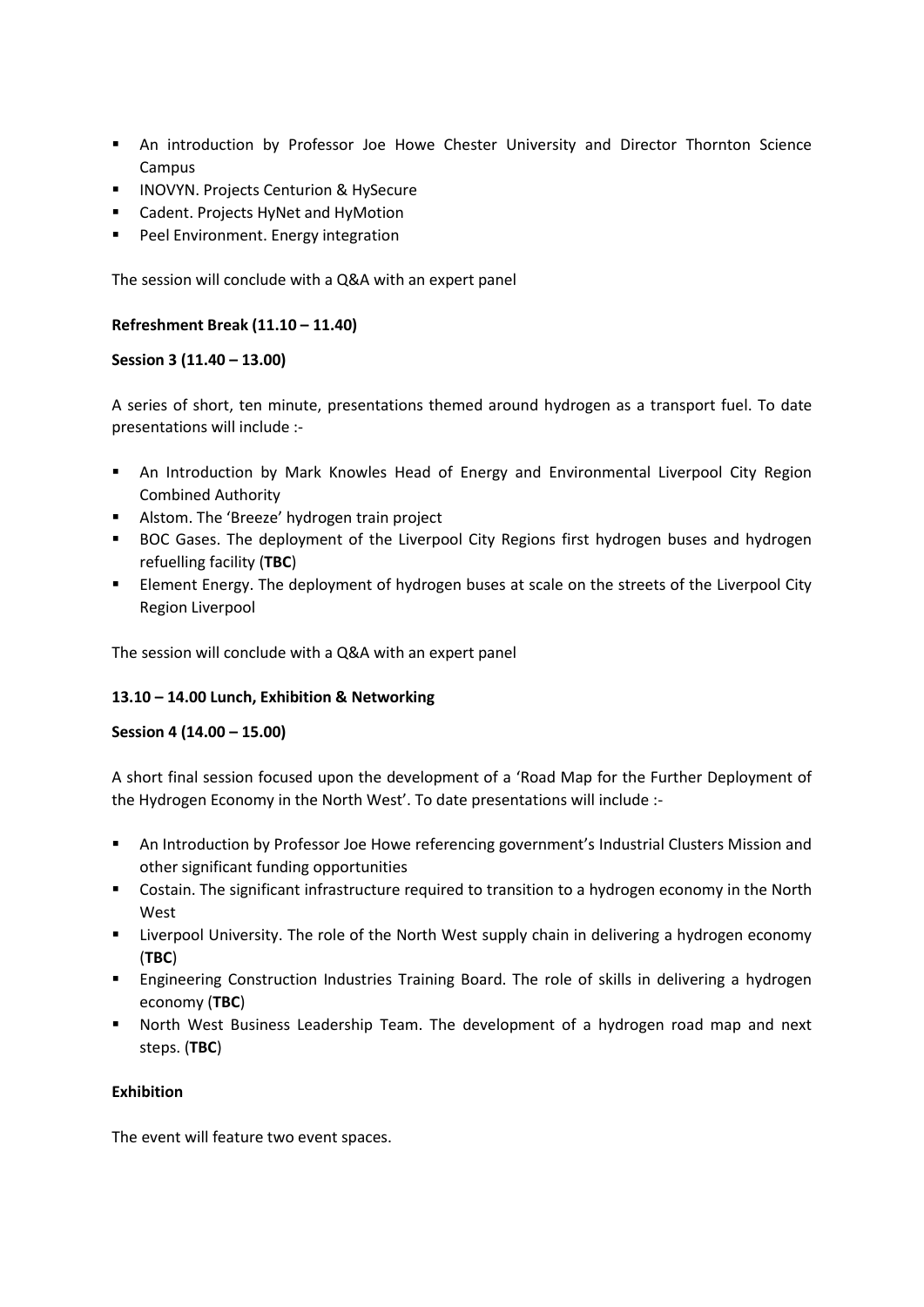- An introduction by Professor Joe Howe Chester University and Director Thornton Science Campus
- INOVYN. Projects Centurion & HySecure
- Cadent. Projects HyNet and HyMotion
- Peel Environment. Energy integration

The session will conclude with a Q&A with an expert panel

**Refreshment Break (11.10 – 11.40)**

**Session 3 (11.40 – 13.00)**

A series of short, ten minute, presentations themed around hydrogen as a transport fuel. To date presentations will include :-

- An Introduction by Mark Knowles Head of Energy and Environmental Liverpool City Region Combined Authority
- Alstom. The 'Breeze' hydrogen train project
- BOC Gases. The deployment of the Liverpool City Regions first hydrogen buses and hydrogen refuelling facility (**TBC**)
- Element Energy. The deployment of hydrogen buses at scale on the streets of the Liverpool City Region Liverpool

The session will conclude with a Q&A with an expert panel

**13.10 – 14.00 Lunch, Exhibition & Networking**

**Session 4 (14.00 – 15.00)**

A short final session focused upon the development of a 'Road Map for the Further Deployment of the Hydrogen Economy in the North West'. To date presentations will include :-

- An Introduction by Professor Joe Howe referencing government's Industrial Clusters Mission and other significant funding opportunities
- Costain. The significant infrastructure required to transition to a hydrogen economy in the North West
- Liverpool University. The role of the North West supply chain in delivering a hydrogen economy (**TBC**)
- Engineering Construction Industries Training Board. The role of skills in delivering a hydrogen economy (**TBC**)
- North West Business Leadership Team. The development of a hydrogen road map and next steps. (**TBC**)

**Exhibition**

The event will feature two event spaces.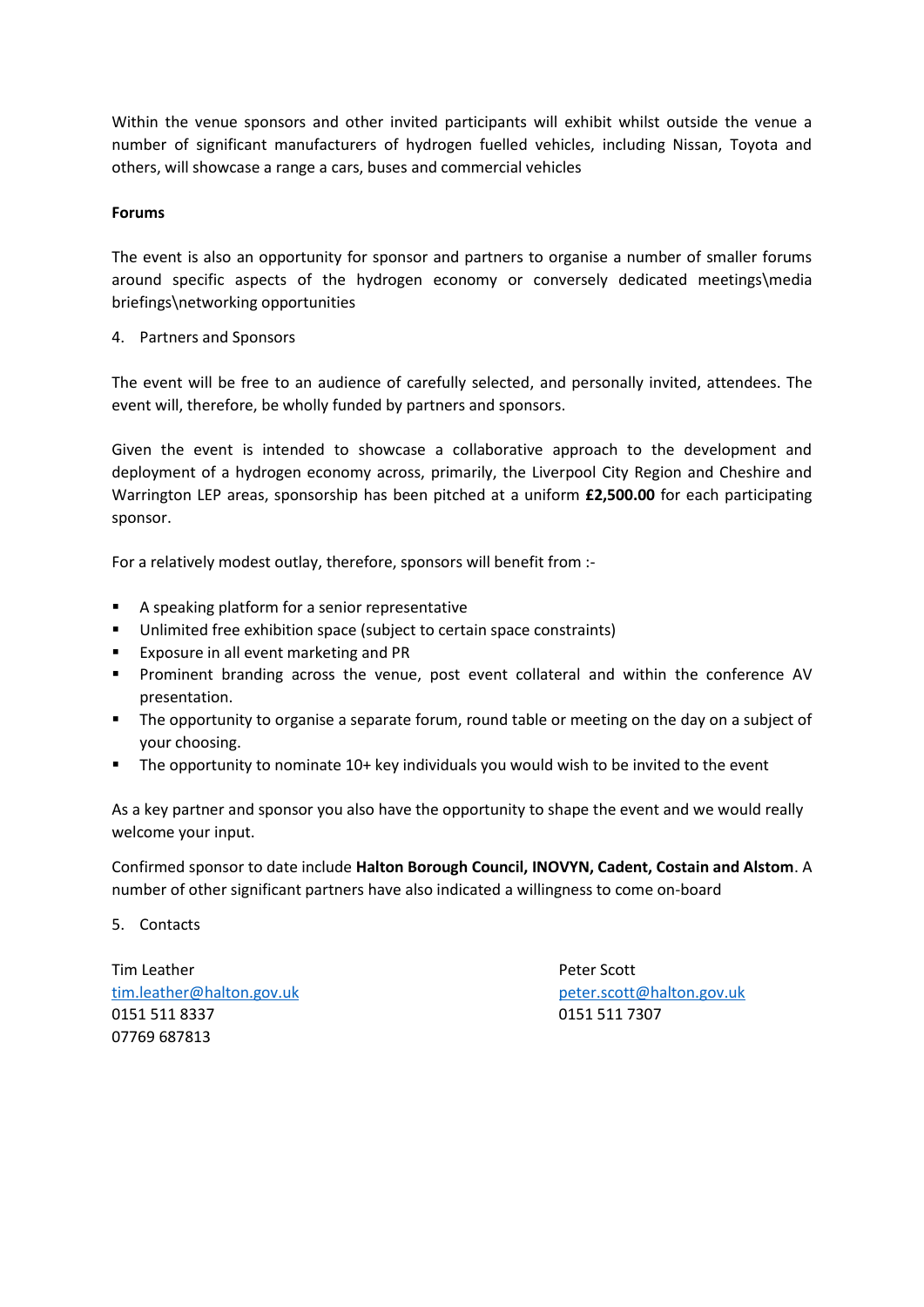Within the venue sponsors and other invited participants will exhibit whilst outside the venue a number of significant manufacturers of hydrogen fuelled vehicles, including Nissan, Toyota and others, will showcase a range a cars, buses and commercial vehicles

**Forums**

The event is also an opportunity for sponsor and partners to organise a number of smaller forums around specific aspects of the hydrogen economy or conversely dedicated meetings\media briefings\networking opportunities

4. Partners and Sponsors

The event will be free to an audience of carefully selected, and personally invited, attendees. The event will, therefore, be wholly funded by partners and sponsors.

Given the event is intended to showcase a collaborative approach to the development and deployment of a hydrogen economy across, primarily, the Liverpool City Region and Cheshire and Warrington LEP areas, sponsorship has been pitched at a uniform **£2,500.00** for each participating sponsor.

For a relatively modest outlay, therefore, sponsors will benefit from :-

- A speaking platform for a senior representative
- Unlimited free exhibition space (subject to certain space constraints)
- Exposure in all event marketing and PR
- Prominent branding across the venue, post event collateral and within the conference AV presentation.
- The opportunity to organise a separate forum, round table or meeting on the day on a subject of your choosing.
- The opportunity to nominate 10+ key individuals you would wish to be invited to the event

As a key partner and sponsor you also have the opportunity to shape the event and we would really welcome your input.

Confirmed sponsor to date include **Halton Borough Council, INOVYN, Cadent, Costain and Alstom**. A number of other significant partners have also indicated a willingness to come on-board

5. Contacts

Tim Leather
tim.leather@halton.gov.uk
0151 511 8337
07769 687813

Peter Scott
peter.scott@halton.gov.uk
0151 511 7307